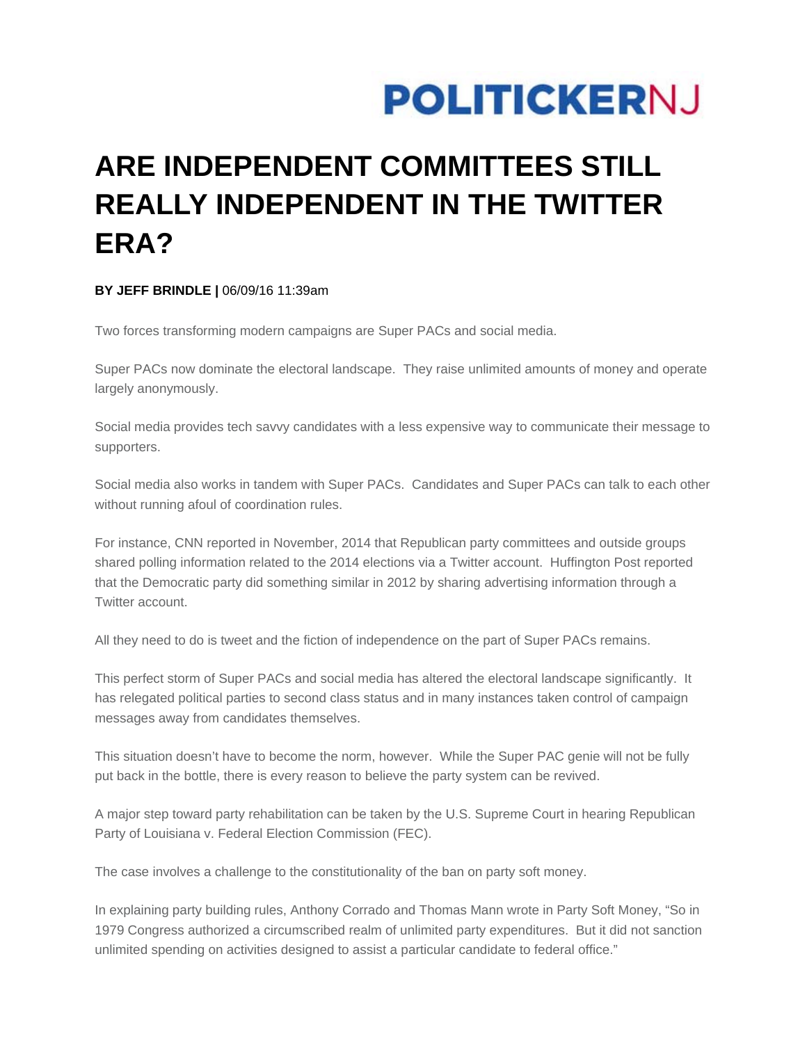POLITICKERNJ

# ARE INDEPENDENT COMMITTEES STILL REALLY INDEPENDENT IN THE TWITTER ERA?

**BY JEFF BRINDLE |** 06/09/16 11:39am

Two forces transforming modern campaigns are Super PACs and social media.

Super PACs now dominate the electoral landscape. They raise unlimited amounts of money and operate largely anonymously.

Social media provides tech savvy candidates with a less expensive way to communicate their message to supporters.

Social media also works in tandem with Super PACs. Candidates and Super PACs can talk to each other without running afoul of coordination rules.

For instance, CNN reported in November, 2014 that Republican party committees and outside groups shared polling information related to the 2014 elections via a Twitter account. Huffington Post reported that the Democratic party did something similar in 2012 by sharing advertising information through a Twitter account.

All they need to do is tweet and the fiction of independence on the part of Super PACs remains.

This perfect storm of Super PACs and social media has altered the electoral landscape significantly. It has relegated political parties to second class status and in many instances taken control of campaign messages away from candidates themselves.

This situation doesn't have to become the norm, however. While the Super PAC genie will not be fully put back in the bottle, there is every reason to believe the party system can be revived.

A major step toward party rehabilitation can be taken by the U.S. Supreme Court in hearing Republican Party of Louisiana v. Federal Election Commission (FEC).

The case involves a challenge to the constitutionality of the ban on party soft money.

In explaining party building rules, Anthony Corrado and Thomas Mann wrote in Party Soft Money, "So in 1979 Congress authorized a circumscribed realm of unlimited party expenditures. But it did not sanction unlimited spending on activities designed to assist a particular candidate to federal office."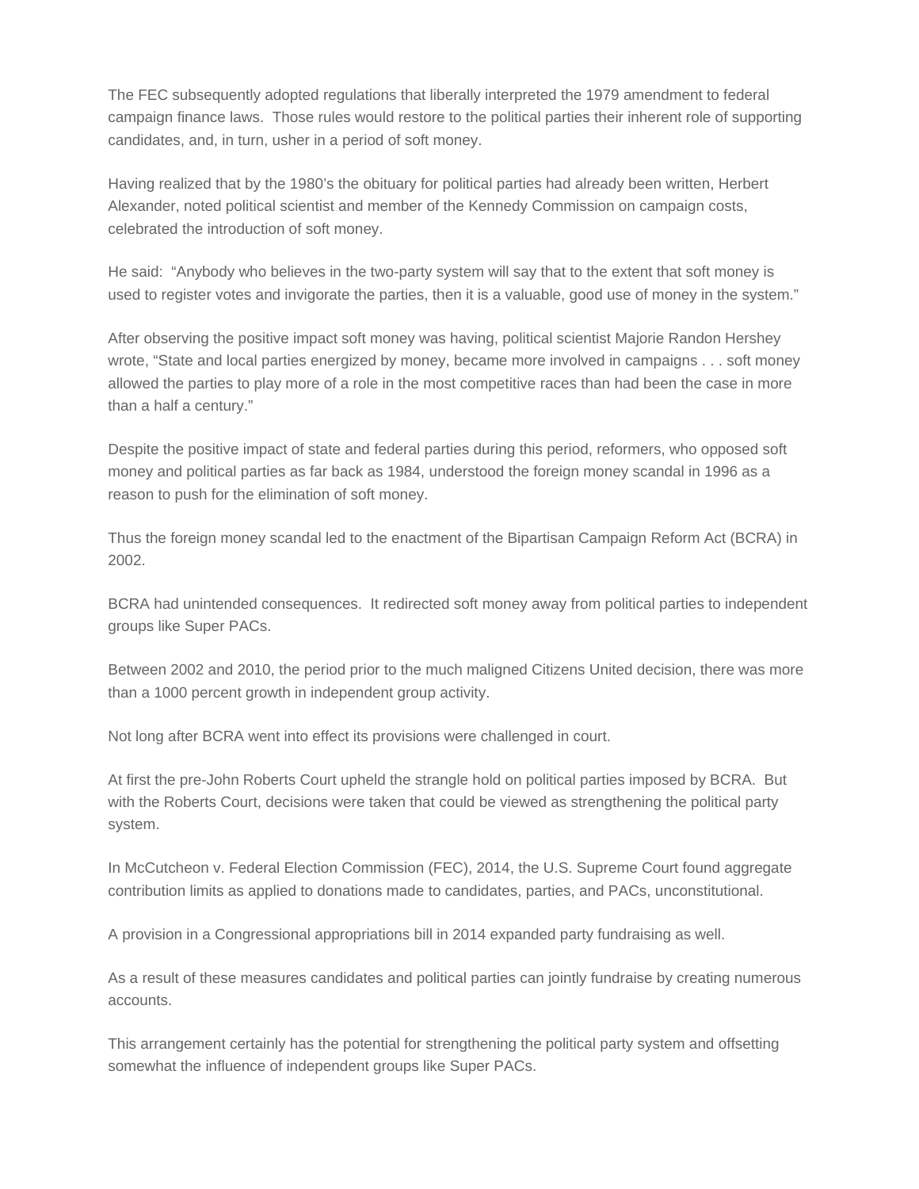The FEC subsequently adopted regulations that liberally interpreted the 1979 amendment to federal campaign finance laws.  Those rules would restore to the political parties their inherent role of supporting candidates, and, in turn, usher in a period of soft money.

Having realized that by the 1980's the obituary for political parties had already been written, Herbert Alexander, noted political scientist and member of the Kennedy Commission on campaign costs, celebrated the introduction of soft money.

He said:  "Anybody who believes in the two-party system will say that to the extent that soft money is used to register votes and invigorate the parties, then it is a valuable, good use of money in the system."

After observing the positive impact soft money was having, political scientist Majorie Randon Hershey wrote, "State and local parties energized by money, became more involved in campaigns . . . soft money allowed the parties to play more of a role in the most competitive races than had been the case in more than a half a century."

Despite the positive impact of state and federal parties during this period, reformers, who opposed soft money and political parties as far back as 1984, understood the foreign money scandal in 1996 as a reason to push for the elimination of soft money.

Thus the foreign money scandal led to the enactment of the Bipartisan Campaign Reform Act (BCRA) in 2002.

BCRA had unintended consequences.  It redirected soft money away from political parties to independent groups like Super PACs.

Between 2002 and 2010, the period prior to the much maligned Citizens United decision, there was more than a 1000 percent growth in independent group activity.

Not long after BCRA went into effect its provisions were challenged in court.

At first the pre-John Roberts Court upheld the strangle hold on political parties imposed by BCRA.  But with the Roberts Court, decisions were taken that could be viewed as strengthening the political party system.

In McCutcheon v. Federal Election Commission (FEC), 2014, the U.S. Supreme Court found aggregate contribution limits as applied to donations made to candidates, parties, and PACs, unconstitutional.

A provision in a Congressional appropriations bill in 2014 expanded party fundraising as well.

As a result of these measures candidates and political parties can jointly fundraise by creating numerous accounts.

This arrangement certainly has the potential for strengthening the political party system and offsetting somewhat the influence of independent groups like Super PACs.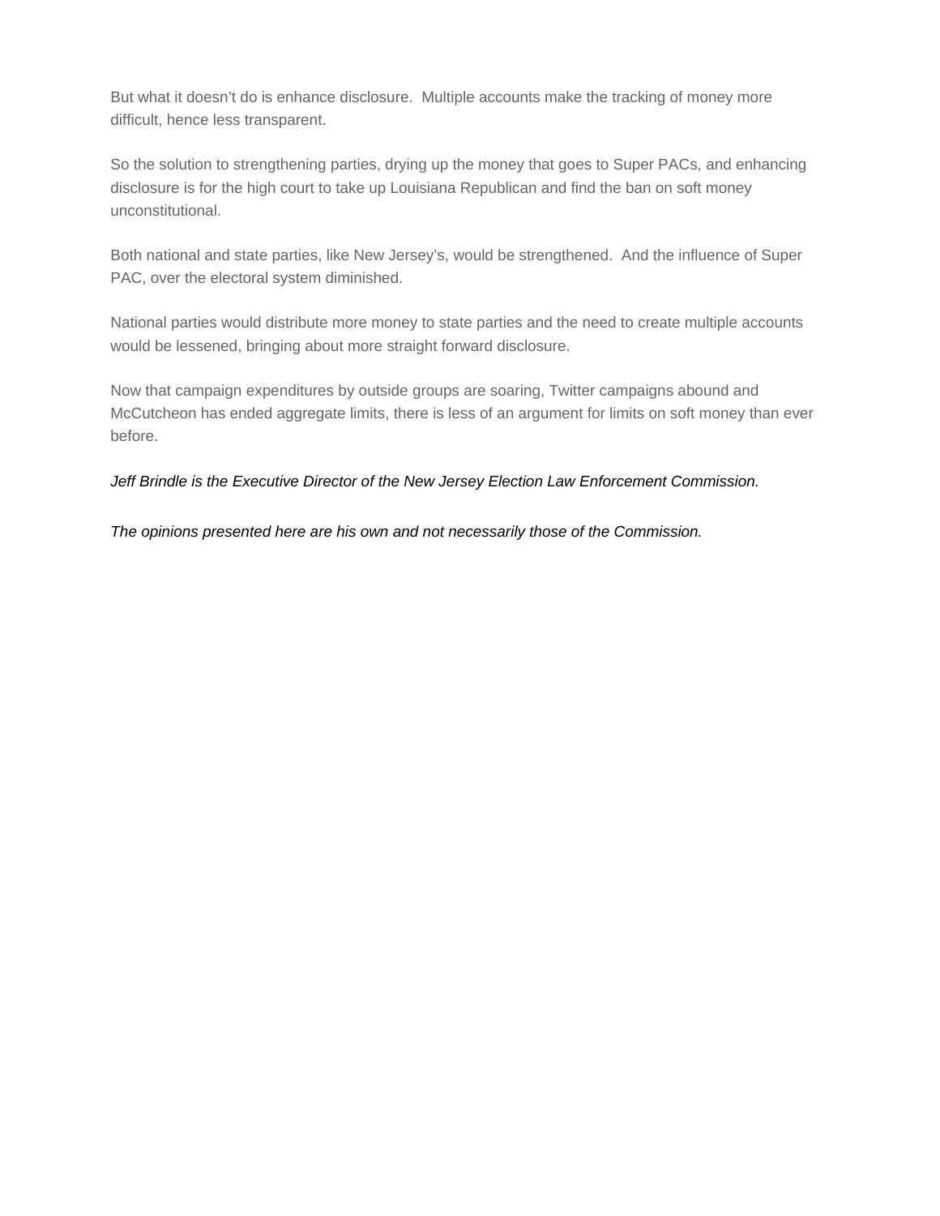But what it doesn’t do is enhance disclosure.  Multiple accounts make the tracking of money more difficult, hence less transparent.

So the solution to strengthening parties, drying up the money that goes to Super PACs, and enhancing disclosure is for the high court to take up Louisiana Republican and find the ban on soft money unconstitutional.

Both national and state parties, like New Jersey’s, would be strengthened.  And the influence of Super PAC, over the electoral system diminished.

National parties would distribute more money to state parties and the need to create multiple accounts would be lessened, bringing about more straight forward disclosure.

Now that campaign expenditures by outside groups are soaring, Twitter campaigns abound and McCutcheon has ended aggregate limits, there is less of an argument for limits on soft money than ever before.

*Jeff Brindle is the Executive Director of the New Jersey Election Law Enforcement Commission.*

*The opinions presented here are his own and not necessarily those of the Commission.*